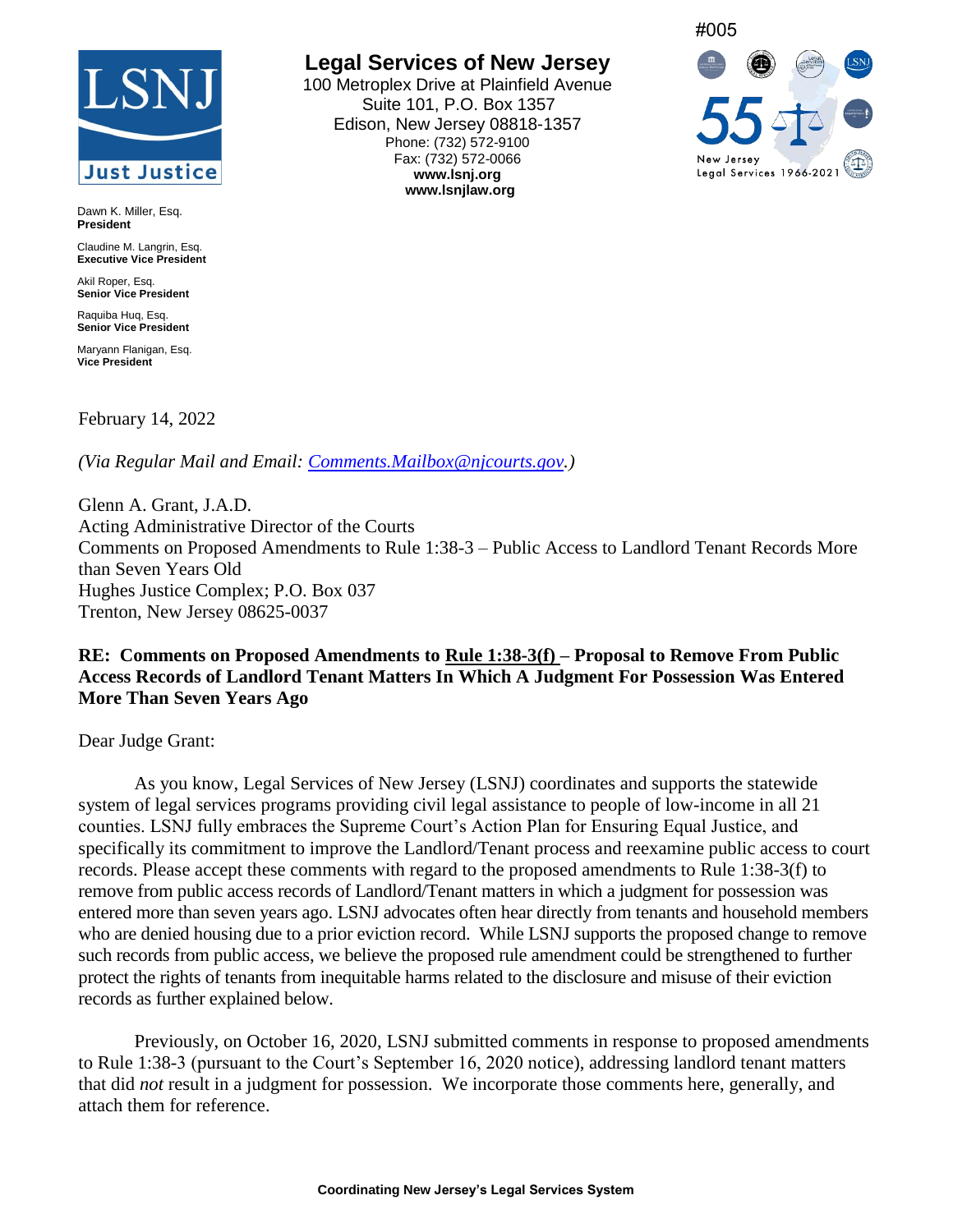#005

# Legal Services of New Jersey

100 Metroplex Drive at Plainfield Avenue
Suite 101, P.O. Box 1357
Edison, New Jersey 08818-1357
Phone: (732) 572-9100
Fax: (732) 572-0066
**www.lsnj.org**
**www.lsnjlaw.org**

LSNJ
Just Justice

55 New Jersey Legal Services 1966-2021

Dawn K. Miller, Esq.
**President**

Claudine M. Langrin, Esq.
**Executive Vice President**

Akil Roper, Esq.
**Senior Vice President**

Raquiba Huq, Esq.
**Senior Vice President**

Maryann Flanigan, Esq.
**Vice President**

February 14, 2022

*(Via Regular Mail and Email: Comments.Mailbox@njcourts.gov.)*

Glenn A. Grant, J.A.D.
Acting Administrative Director of the Courts
Comments on Proposed Amendments to Rule 1:38-3 – Public Access to Landlord Tenant Records More than Seven Years Old
Hughes Justice Complex; P.O. Box 037
Trenton, New Jersey 08625-0037

**RE: Comments on Proposed Amendments to Rule 1:38-3(f) – Proposal to Remove From Public Access Records of Landlord Tenant Matters In Which A Judgment For Possession Was Entered More Than Seven Years Ago**

Dear Judge Grant:

As you know, Legal Services of New Jersey (LSNJ) coordinates and supports the statewide system of legal services programs providing civil legal assistance to people of low-income in all 21 counties. LSNJ fully embraces the Supreme Court's Action Plan for Ensuring Equal Justice, and specifically its commitment to improve the Landlord/Tenant process and reexamine public access to court records. Please accept these comments with regard to the proposed amendments to Rule 1:38-3(f) to remove from public access records of Landlord/Tenant matters in which a judgment for possession was entered more than seven years ago. LSNJ advocates often hear directly from tenants and household members who are denied housing due to a prior eviction record. While LSNJ supports the proposed change to remove such records from public access, we believe the proposed rule amendment could be strengthened to further protect the rights of tenants from inequitable harms related to the disclosure and misuse of their eviction records as further explained below.

Previously, on October 16, 2020, LSNJ submitted comments in response to proposed amendments to Rule 1:38-3 (pursuant to the Court's September 16, 2020 notice), addressing landlord tenant matters that did *not* result in a judgment for possession. We incorporate those comments here, generally, and attach them for reference.

**Coordinating New Jersey's Legal Services System**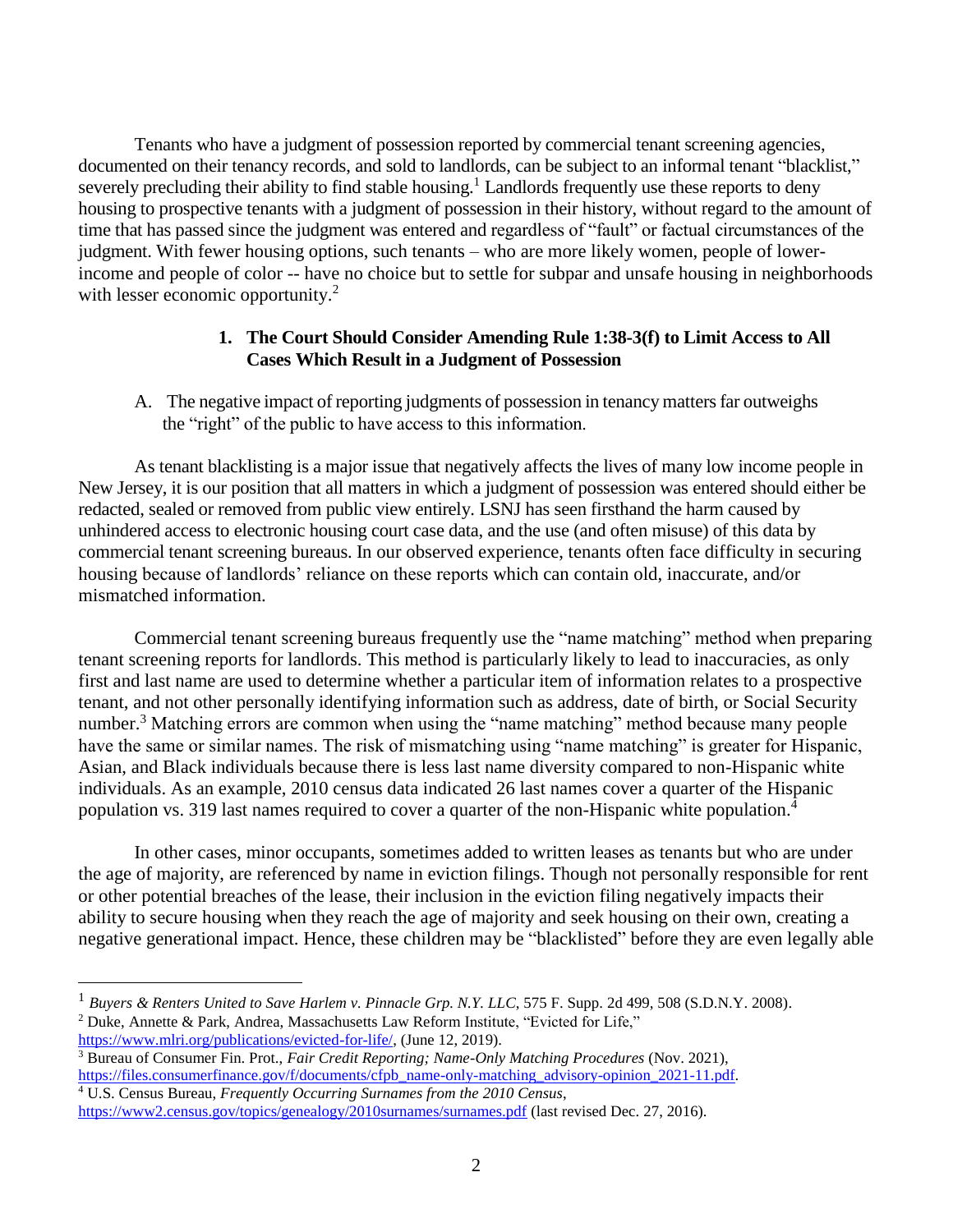Tenants who have a judgment of possession reported by commercial tenant screening agencies, documented on their tenancy records, and sold to landlords, can be subject to an informal tenant "blacklist," severely precluding their ability to find stable housing.[1] Landlords frequently use these reports to deny housing to prospective tenants with a judgment of possession in their history, without regard to the amount of time that has passed since the judgment was entered and regardless of "fault" or factual circumstances of the judgment. With fewer housing options, such tenants – who are more likely women, people of lower-income and people of color -- have no choice but to settle for subpar and unsafe housing in neighborhoods with lesser economic opportunity.[2]

**1. The Court Should Consider Amending Rule 1:38-3(f) to Limit Access to All Cases Which Result in a Judgment of Possession**

A. The negative impact of reporting judgments of possession in tenancy matters far outweighs the "right" of the public to have access to this information.

As tenant blacklisting is a major issue that negatively affects the lives of many low income people in New Jersey, it is our position that all matters in which a judgment of possession was entered should either be redacted, sealed or removed from public view entirely. LSNJ has seen firsthand the harm caused by unhindered access to electronic housing court case data, and the use (and often misuse) of this data by commercial tenant screening bureaus. In our observed experience, tenants often face difficulty in securing housing because of landlords' reliance on these reports which can contain old, inaccurate, and/or mismatched information.

Commercial tenant screening bureaus frequently use the "name matching" method when preparing tenant screening reports for landlords. This method is particularly likely to lead to inaccuracies, as only first and last name are used to determine whether a particular item of information relates to a prospective tenant, and not other personally identifying information such as address, date of birth, or Social Security number.[3] Matching errors are common when using the "name matching" method because many people have the same or similar names. The risk of mismatching using "name matching" is greater for Hispanic, Asian, and Black individuals because there is less last name diversity compared to non-Hispanic white individuals. As an example, 2010 census data indicated 26 last names cover a quarter of the Hispanic population vs. 319 last names required to cover a quarter of the non-Hispanic white population.[4]

In other cases, minor occupants, sometimes added to written leases as tenants but who are under the age of majority, are referenced by name in eviction filings. Though not personally responsible for rent or other potential breaches of the lease, their inclusion in the eviction filing negatively impacts their ability to secure housing when they reach the age of majority and seek housing on their own, creating a negative generational impact. Hence, these children may be "blacklisted" before they are even legally able

---

[1] *Buyers & Renters United to Save Harlem v. Pinnacle Grp. N.Y. LLC*, 575 F. Supp. 2d 499, 508 (S.D.N.Y. 2008).

[2] Duke, Annette & Park, Andrea, Massachusetts Law Reform Institute, "Evicted for Life," https://www.mlri.org/publications/evicted-for-life/, (June 12, 2019).

[3] Bureau of Consumer Fin. Prot., *Fair Credit Reporting; Name-Only Matching Procedures* (Nov. 2021), https://files.consumerfinance.gov/f/documents/cfpb_name-only-matching_advisory-opinion_2021-11.pdf.

[4] U.S. Census Bureau, *Frequently Occurring Surnames from the 2010 Census*, https://www2.census.gov/topics/genealogy/2010surnames/surnames.pdf (last revised Dec. 27, 2016).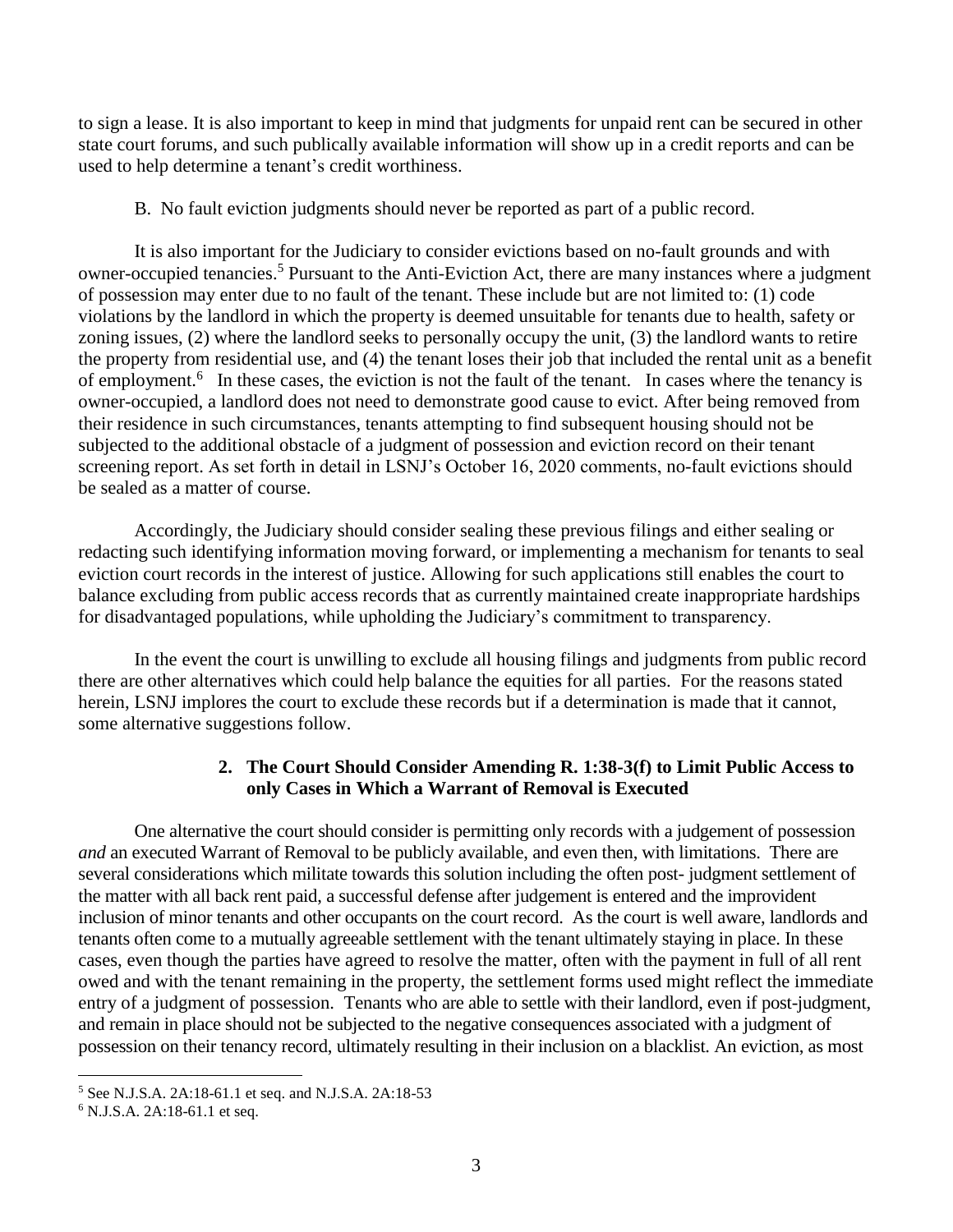to sign a lease. It is also important to keep in mind that judgments for unpaid rent can be secured in other state court forums, and such publically available information will show up in a credit reports and can be used to help determine a tenant's credit worthiness.

B. No fault eviction judgments should never be reported as part of a public record.

It is also important for the Judiciary to consider evictions based on no-fault grounds and with owner-occupied tenancies.[5] Pursuant to the Anti-Eviction Act, there are many instances where a judgment of possession may enter due to no fault of the tenant. These include but are not limited to: (1) code violations by the landlord in which the property is deemed unsuitable for tenants due to health, safety or zoning issues, (2) where the landlord seeks to personally occupy the unit, (3) the landlord wants to retire the property from residential use, and (4) the tenant loses their job that included the rental unit as a benefit of employment.[6] In these cases, the eviction is not the fault of the tenant. In cases where the tenancy is owner-occupied, a landlord does not need to demonstrate good cause to evict. After being removed from their residence in such circumstances, tenants attempting to find subsequent housing should not be subjected to the additional obstacle of a judgment of possession and eviction record on their tenant screening report. As set forth in detail in LSNJ's October 16, 2020 comments, no-fault evictions should be sealed as a matter of course.

Accordingly, the Judiciary should consider sealing these previous filings and either sealing or redacting such identifying information moving forward, or implementing a mechanism for tenants to seal eviction court records in the interest of justice. Allowing for such applications still enables the court to balance excluding from public access records that as currently maintained create inappropriate hardships for disadvantaged populations, while upholding the Judiciary's commitment to transparency.

In the event the court is unwilling to exclude all housing filings and judgments from public record there are other alternatives which could help balance the equities for all parties. For the reasons stated herein, LSNJ implores the court to exclude these records but if a determination is made that it cannot, some alternative suggestions follow.

**2. The Court Should Consider Amending R. 1:38-3(f) to Limit Public Access to only Cases in Which a Warrant of Removal is Executed**

One alternative the court should consider is permitting only records with a judgement of possession *and* an executed Warrant of Removal to be publicly available, and even then, with limitations. There are several considerations which militate towards this solution including the often post- judgment settlement of the matter with all back rent paid, a successful defense after judgement is entered and the improvident inclusion of minor tenants and other occupants on the court record. As the court is well aware, landlords and tenants often come to a mutually agreeable settlement with the tenant ultimately staying in place. In these cases, even though the parties have agreed to resolve the matter, often with the payment in full of all rent owed and with the tenant remaining in the property, the settlement forms used might reflect the immediate entry of a judgment of possession. Tenants who are able to settle with their landlord, even if post-judgment, and remain in place should not be subjected to the negative consequences associated with a judgment of possession on their tenancy record, ultimately resulting in their inclusion on a blacklist. An eviction, as most

[5] See N.J.S.A. 2A:18-61.1 et seq. and N.J.S.A. 2A:18-53

[6] N.J.S.A. 2A:18-61.1 et seq.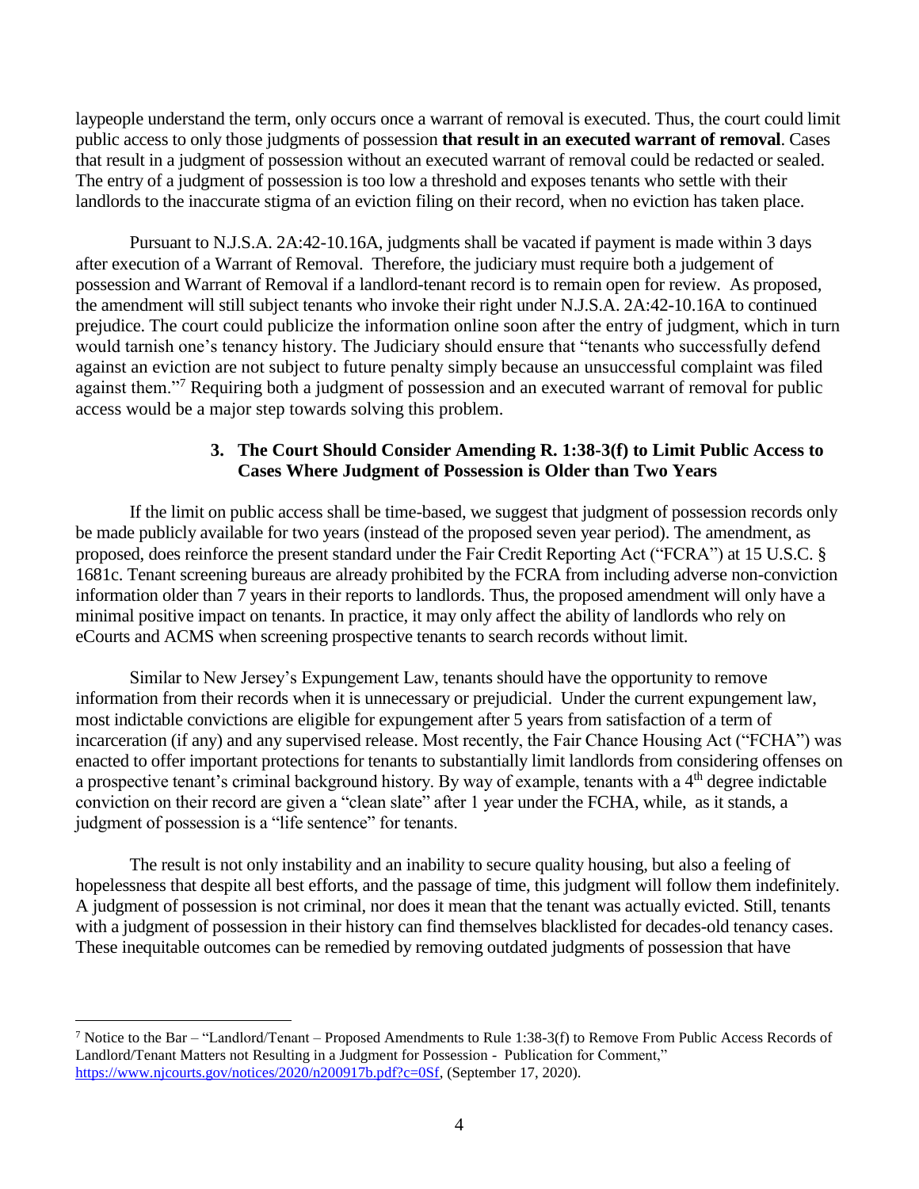laypeople understand the term, only occurs once a warrant of removal is executed. Thus, the court could limit public access to only those judgments of possession **that result in an executed warrant of removal**. Cases that result in a judgment of possession without an executed warrant of removal could be redacted or sealed. The entry of a judgment of possession is too low a threshold and exposes tenants who settle with their landlords to the inaccurate stigma of an eviction filing on their record, when no eviction has taken place.

Pursuant to N.J.S.A. 2A:42-10.16A, judgments shall be vacated if payment is made within 3 days after execution of a Warrant of Removal. Therefore, the judiciary must require both a judgement of possession and Warrant of Removal if a landlord-tenant record is to remain open for review. As proposed, the amendment will still subject tenants who invoke their right under N.J.S.A. 2A:42-10.16A to continued prejudice. The court could publicize the information online soon after the entry of judgment, which in turn would tarnish one's tenancy history. The Judiciary should ensure that "tenants who successfully defend against an eviction are not subject to future penalty simply because an unsuccessful complaint was filed against them."[7] Requiring both a judgment of possession and an executed warrant of removal for public access would be a major step towards solving this problem.

### 3. The Court Should Consider Amending R. 1:38-3(f) to Limit Public Access to Cases Where Judgment of Possession is Older than Two Years

If the limit on public access shall be time-based, we suggest that judgment of possession records only be made publicly available for two years (instead of the proposed seven year period). The amendment, as proposed, does reinforce the present standard under the Fair Credit Reporting Act ("FCRA") at 15 U.S.C. § 1681c. Tenant screening bureaus are already prohibited by the FCRA from including adverse non-conviction information older than 7 years in their reports to landlords. Thus, the proposed amendment will only have a minimal positive impact on tenants. In practice, it may only affect the ability of landlords who rely on eCourts and ACMS when screening prospective tenants to search records without limit.

Similar to New Jersey's Expungement Law, tenants should have the opportunity to remove information from their records when it is unnecessary or prejudicial. Under the current expungement law, most indictable convictions are eligible for expungement after 5 years from satisfaction of a term of incarceration (if any) and any supervised release. Most recently, the Fair Chance Housing Act ("FCHA") was enacted to offer important protections for tenants to substantially limit landlords from considering offenses on a prospective tenant's criminal background history. By way of example, tenants with a 4th degree indictable conviction on their record are given a "clean slate" after 1 year under the FCHA, while, as it stands, a judgment of possession is a "life sentence" for tenants.

The result is not only instability and an inability to secure quality housing, but also a feeling of hopelessness that despite all best efforts, and the passage of time, this judgment will follow them indefinitely. A judgment of possession is not criminal, nor does it mean that the tenant was actually evicted. Still, tenants with a judgment of possession in their history can find themselves blacklisted for decades-old tenancy cases. These inequitable outcomes can be remedied by removing outdated judgments of possession that have

---

[7] Notice to the Bar – "Landlord/Tenant – Proposed Amendments to Rule 1:38-3(f) to Remove From Public Access Records of Landlord/Tenant Matters not Resulting in a Judgment for Possession - Publication for Comment," https://www.njcourts.gov/notices/2020/n200917b.pdf?c=0Sf, (September 17, 2020).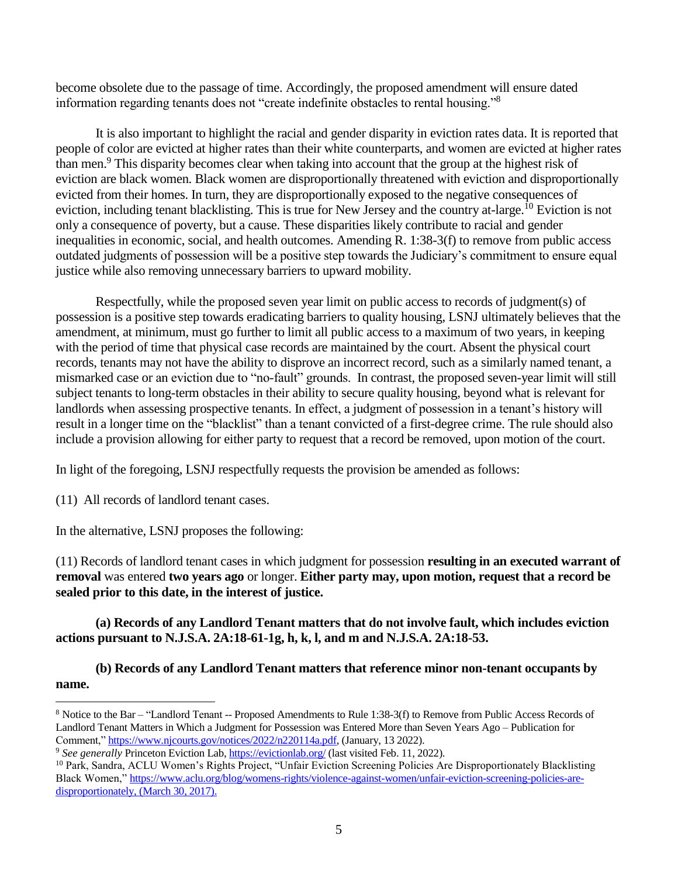become obsolete due to the passage of time. Accordingly, the proposed amendment will ensure dated information regarding tenants does not "create indefinite obstacles to rental housing."[8]

It is also important to highlight the racial and gender disparity in eviction rates data. It is reported that people of color are evicted at higher rates than their white counterparts, and women are evicted at higher rates than men.[9] This disparity becomes clear when taking into account that the group at the highest risk of eviction are black women. Black women are disproportionally threatened with eviction and disproportionally evicted from their homes. In turn, they are disproportionally exposed to the negative consequences of eviction, including tenant blacklisting. This is true for New Jersey and the country at-large.[10] Eviction is not only a consequence of poverty, but a cause. These disparities likely contribute to racial and gender inequalities in economic, social, and health outcomes. Amending R. 1:38-3(f) to remove from public access outdated judgments of possession will be a positive step towards the Judiciary's commitment to ensure equal justice while also removing unnecessary barriers to upward mobility.

Respectfully, while the proposed seven year limit on public access to records of judgment(s) of possession is a positive step towards eradicating barriers to quality housing, LSNJ ultimately believes that the amendment, at minimum, must go further to limit all public access to a maximum of two years, in keeping with the period of time that physical case records are maintained by the court. Absent the physical court records, tenants may not have the ability to disprove an incorrect record, such as a similarly named tenant, a mismarked case or an eviction due to "no-fault" grounds. In contrast, the proposed seven-year limit will still subject tenants to long-term obstacles in their ability to secure quality housing, beyond what is relevant for landlords when assessing prospective tenants. In effect, a judgment of possession in a tenant's history will result in a longer time on the "blacklist" than a tenant convicted of a first-degree crime. The rule should also include a provision allowing for either party to request that a record be removed, upon motion of the court.

In light of the foregoing, LSNJ respectfully requests the provision be amended as follows:

(11) All records of landlord tenant cases.

In the alternative, LSNJ proposes the following:

(11) Records of landlord tenant cases in which judgment for possession **resulting in an executed warrant of removal** was entered **two years ago** or longer. **Either party may, upon motion, request that a record be sealed prior to this date, in the interest of justice.**

**(a) Records of any Landlord Tenant matters that do not involve fault, which includes eviction actions pursuant to N.J.S.A. 2A:18-61-1g, h, k, l, and m and N.J.S.A. 2A:18-53.**

**(b) Records of any Landlord Tenant matters that reference minor non-tenant occupants by name.**

---

[8] Notice to the Bar – "Landlord Tenant -- Proposed Amendments to Rule 1:38-3(f) to Remove from Public Access Records of Landlord Tenant Matters in Which a Judgment for Possession was Entered More than Seven Years Ago – Publication for Comment," https://www.njcourts.gov/notices/2022/n220114a.pdf, (January, 13 2022).

[9] *See generally* Princeton Eviction Lab, https://evictionlab.org/ (last visited Feb. 11, 2022).

[10] Park, Sandra, ACLU Women's Rights Project, "Unfair Eviction Screening Policies Are Disproportionately Blacklisting Black Women," https://www.aclu.org/blog/womens-rights/violence-against-women/unfair-eviction-screening-policies-are-disproportionately, (March 30, 2017).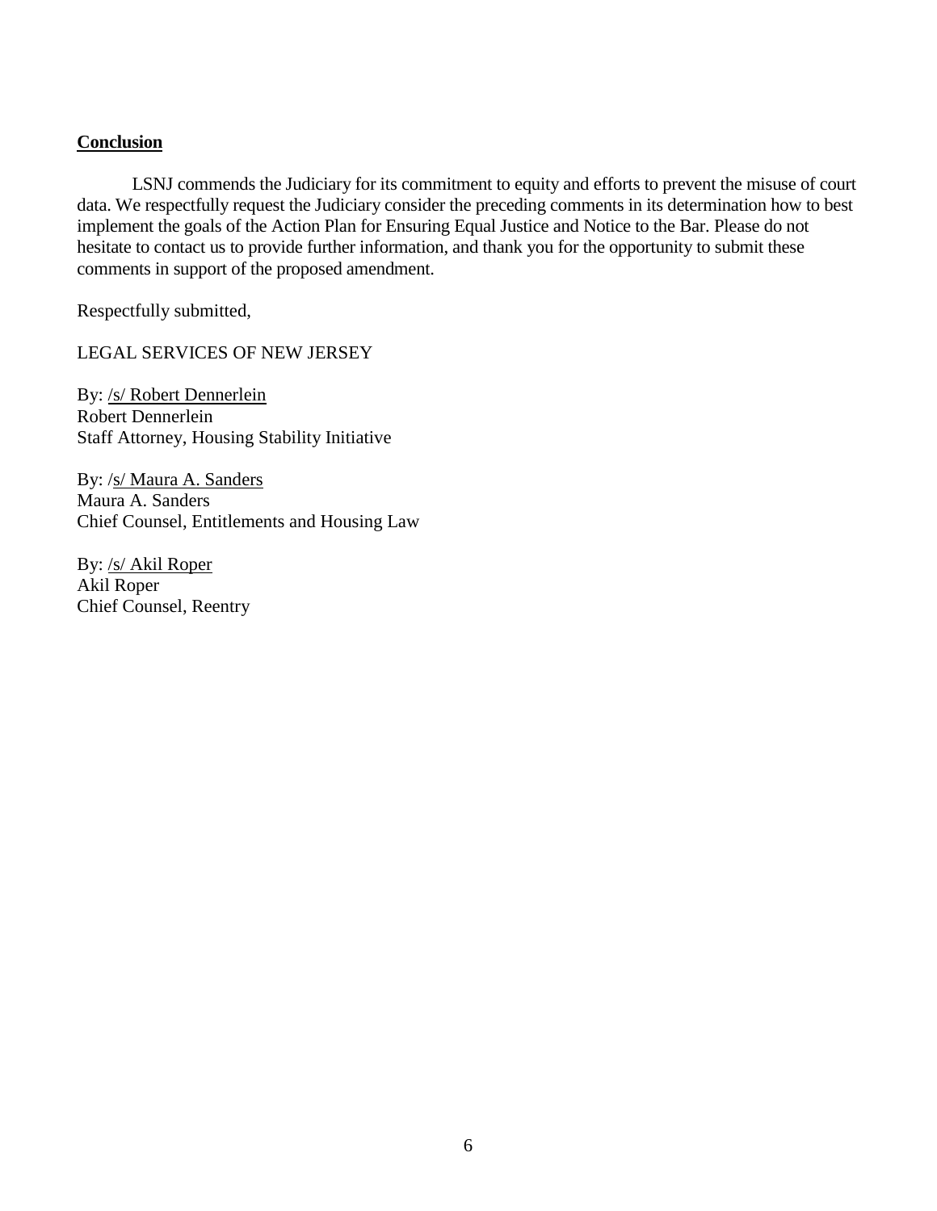**Conclusion**

LSNJ commends the Judiciary for its commitment to equity and efforts to prevent the misuse of court data. We respectfully request the Judiciary consider the preceding comments in its determination how to best implement the goals of the Action Plan for Ensuring Equal Justice and Notice to the Bar. Please do not hesitate to contact us to provide further information, and thank you for the opportunity to submit these comments in support of the proposed amendment.

Respectfully submitted,

LEGAL SERVICES OF NEW JERSEY

By: /s/ Robert Dennerlein
Robert Dennerlein
Staff Attorney, Housing Stability Initiative

By: /s/ Maura A. Sanders
Maura A. Sanders
Chief Counsel, Entitlements and Housing Law

By: /s/ Akil Roper
Akil Roper
Chief Counsel, Reentry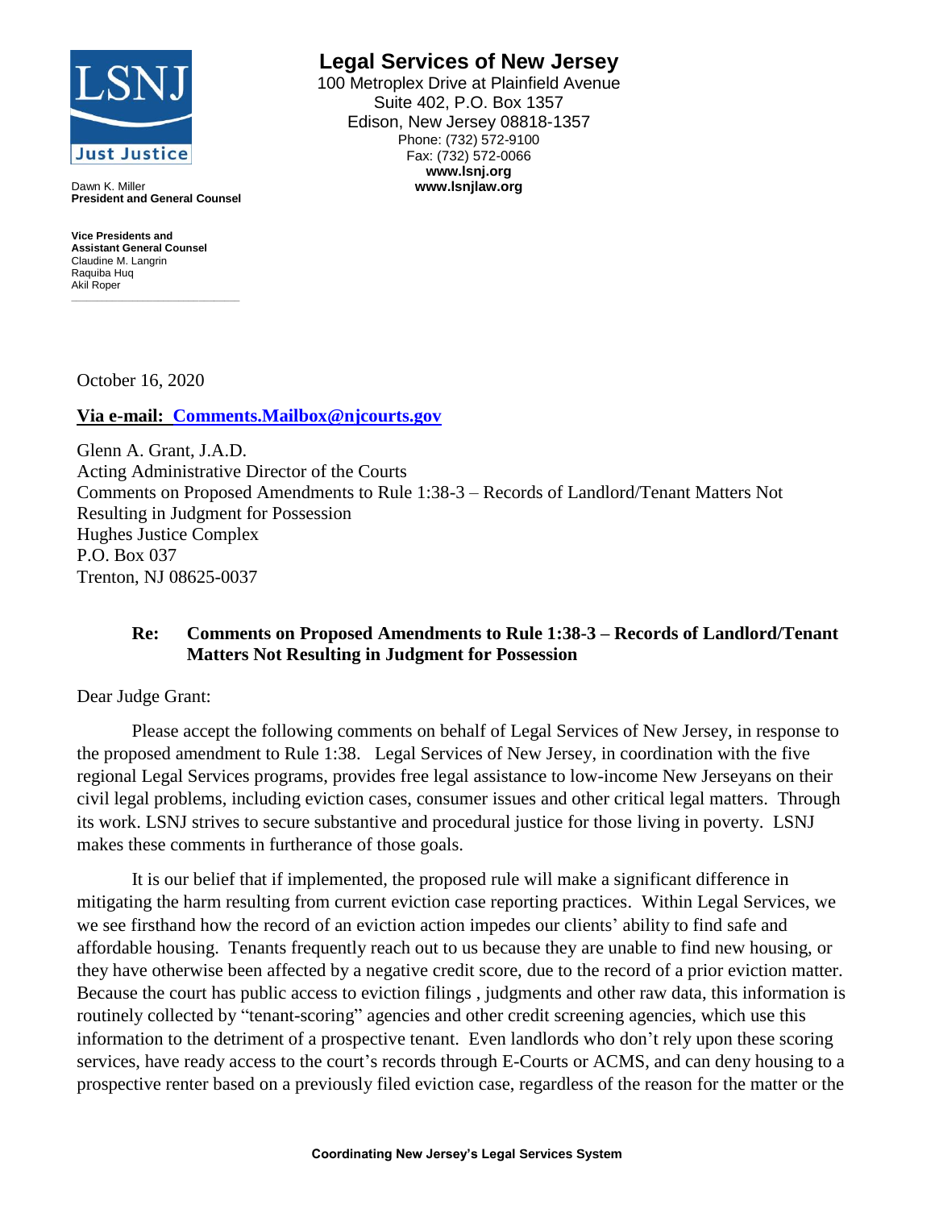**Legal Services of New Jersey**
100 Metroplex Drive at Plainfield Avenue
Suite 402, P.O. Box 1357
Edison, New Jersey 08818-1357
Phone: (732) 572-9100
Fax: (732) 572-0066
**www.lsnj.org**
**www.lsnjlaw.org**

Dawn K. Miller
**President and General Counsel**

**Vice Presidents and Assistant General Counsel**
Claudine M. Langrin
Raquiba Huq
Akil Roper

October 16, 2020

**Via e-mail: Comments.Mailbox@njcourts.gov**

Glenn A. Grant, J.A.D.
Acting Administrative Director of the Courts
Comments on Proposed Amendments to Rule 1:38-3 – Records of Landlord/Tenant Matters Not Resulting in Judgment for Possession
Hughes Justice Complex
P.O. Box 037
Trenton, NJ 08625-0037

**Re: Comments on Proposed Amendments to Rule 1:38-3 – Records of Landlord/Tenant Matters Not Resulting in Judgment for Possession**

Dear Judge Grant:

Please accept the following comments on behalf of Legal Services of New Jersey, in response to the proposed amendment to Rule 1:38. Legal Services of New Jersey, in coordination with the five regional Legal Services programs, provides free legal assistance to low-income New Jerseyans on their civil legal problems, including eviction cases, consumer issues and other critical legal matters. Through its work. LSNJ strives to secure substantive and procedural justice for those living in poverty. LSNJ makes these comments in furtherance of those goals.

It is our belief that if implemented, the proposed rule will make a significant difference in mitigating the harm resulting from current eviction case reporting practices. Within Legal Services, we we see firsthand how the record of an eviction action impedes our clients' ability to find safe and affordable housing. Tenants frequently reach out to us because they are unable to find new housing, or they have otherwise been affected by a negative credit score, due to the record of a prior eviction matter. Because the court has public access to eviction filings , judgments and other raw data, this information is routinely collected by "tenant-scoring" agencies and other credit screening agencies, which use this information to the detriment of a prospective tenant. Even landlords who don't rely upon these scoring services, have ready access to the court's records through E-Courts or ACMS, and can deny housing to a prospective renter based on a previously filed eviction case, regardless of the reason for the matter or the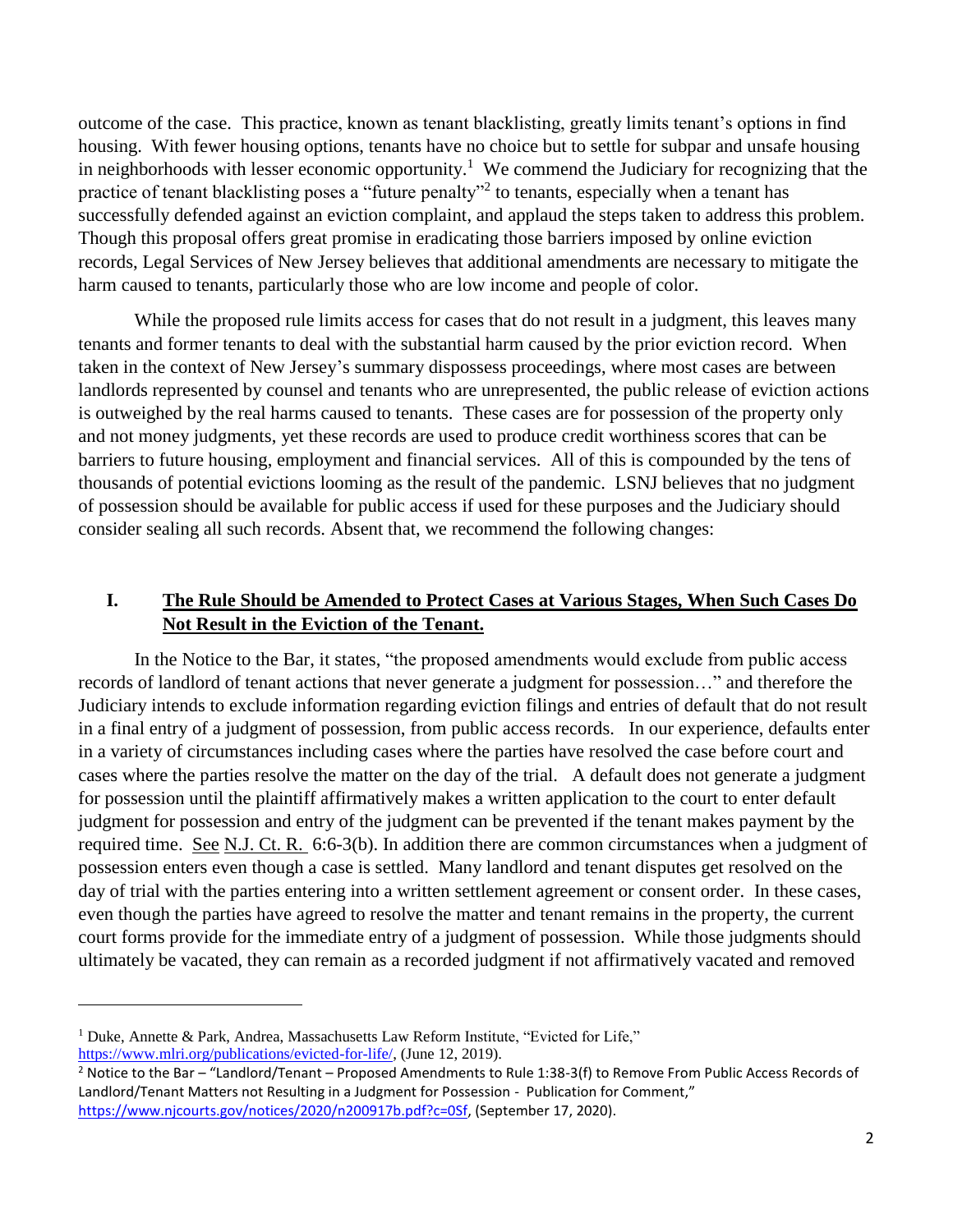outcome of the case. This practice, known as tenant blacklisting, greatly limits tenant's options in find housing. With fewer housing options, tenants have no choice but to settle for subpar and unsafe housing in neighborhoods with lesser economic opportunity.[1] We commend the Judiciary for recognizing that the practice of tenant blacklisting poses a "future penalty"[2] to tenants, especially when a tenant has successfully defended against an eviction complaint, and applaud the steps taken to address this problem. Though this proposal offers great promise in eradicating those barriers imposed by online eviction records, Legal Services of New Jersey believes that additional amendments are necessary to mitigate the harm caused to tenants, particularly those who are low income and people of color.

While the proposed rule limits access for cases that do not result in a judgment, this leaves many tenants and former tenants to deal with the substantial harm caused by the prior eviction record. When taken in the context of New Jersey's summary dispossess proceedings, where most cases are between landlords represented by counsel and tenants who are unrepresented, the public release of eviction actions is outweighed by the real harms caused to tenants. These cases are for possession of the property only and not money judgments, yet these records are used to produce credit worthiness scores that can be barriers to future housing, employment and financial services. All of this is compounded by the tens of thousands of potential evictions looming as the result of the pandemic. LSNJ believes that no judgment of possession should be available for public access if used for these purposes and the Judiciary should consider sealing all such records. Absent that, we recommend the following changes:

## I. <u>The Rule Should be Amended to Protect Cases at Various Stages, When Such Cases Do Not Result in the Eviction of the Tenant.</u>

In the Notice to the Bar, it states, "the proposed amendments would exclude from public access records of landlord of tenant actions that never generate a judgment for possession…" and therefore the Judiciary intends to exclude information regarding eviction filings and entries of default that do not result in a final entry of a judgment of possession, from public access records. In our experience, defaults enter in a variety of circumstances including cases where the parties have resolved the case before court and cases where the parties resolve the matter on the day of the trial. A default does not generate a judgment for possession until the plaintiff affirmatively makes a written application to the court to enter default judgment for possession and entry of the judgment can be prevented if the tenant makes payment by the required time. <u>See</u> <u>N.J. Ct. R.</u> 6:6-3(b). In addition there are common circumstances when a judgment of possession enters even though a case is settled. Many landlord and tenant disputes get resolved on the day of trial with the parties entering into a written settlement agreement or consent order. In these cases, even though the parties have agreed to resolve the matter and tenant remains in the property, the current court forms provide for the immediate entry of a judgment of possession. While those judgments should ultimately be vacated, they can remain as a recorded judgment if not affirmatively vacated and removed

---

[1] Duke, Annette & Park, Andrea, Massachusetts Law Reform Institute, "Evicted for Life," https://www.mlri.org/publications/evicted-for-life/, (June 12, 2019).

[2] Notice to the Bar – "Landlord/Tenant – Proposed Amendments to Rule 1:38-3(f) to Remove From Public Access Records of Landlord/Tenant Matters not Resulting in a Judgment for Possession - Publication for Comment," https://www.njcourts.gov/notices/2020/n200917b.pdf?c=0Sf, (September 17, 2020).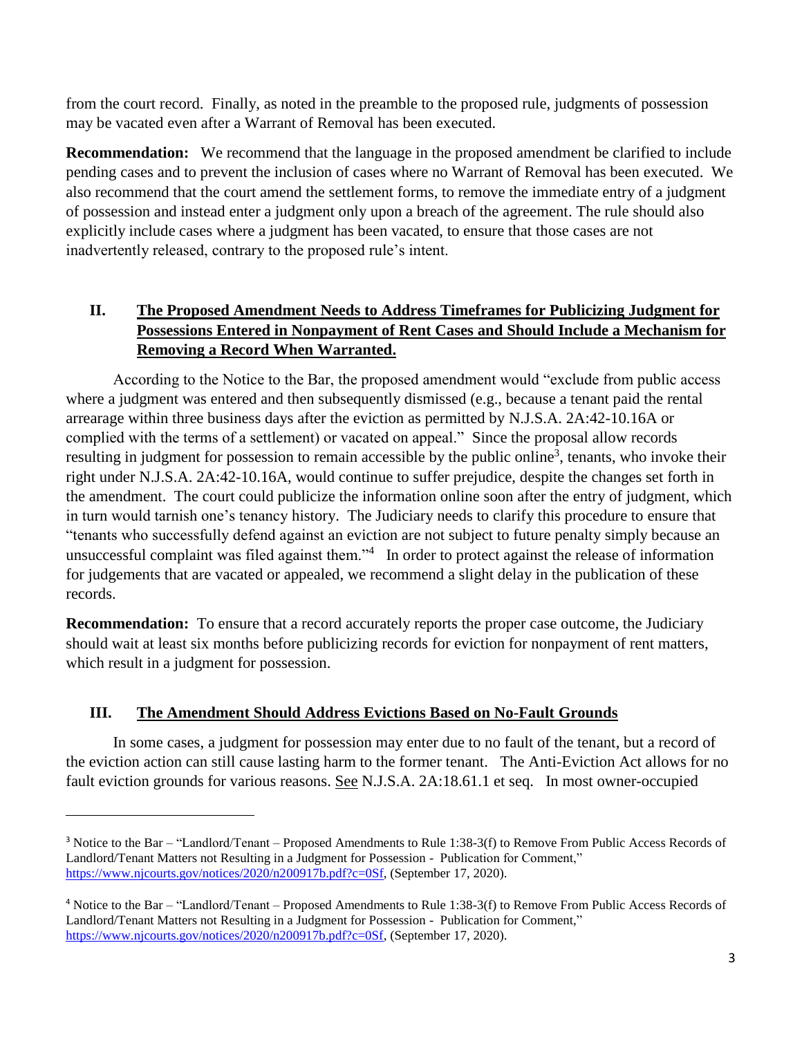from the court record. Finally, as noted in the preamble to the proposed rule, judgments of possession may be vacated even after a Warrant of Removal has been executed.

**Recommendation:** We recommend that the language in the proposed amendment be clarified to include pending cases and to prevent the inclusion of cases where no Warrant of Removal has been executed. We also recommend that the court amend the settlement forms, to remove the immediate entry of a judgment of possession and instead enter a judgment only upon a breach of the agreement. The rule should also explicitly include cases where a judgment has been vacated, to ensure that those cases are not inadvertently released, contrary to the proposed rule's intent.

## II. The Proposed Amendment Needs to Address Timeframes for Publicizing Judgment for Possessions Entered in Nonpayment of Rent Cases and Should Include a Mechanism for Removing a Record When Warranted.

According to the Notice to the Bar, the proposed amendment would "exclude from public access where a judgment was entered and then subsequently dismissed (e.g., because a tenant paid the rental arrearage within three business days after the eviction as permitted by N.J.S.A. 2A:42-10.16A or complied with the terms of a settlement) or vacated on appeal." Since the proposal allow records resulting in judgment for possession to remain accessible by the public online[3], tenants, who invoke their right under N.J.S.A. 2A:42-10.16A, would continue to suffer prejudice, despite the changes set forth in the amendment. The court could publicize the information online soon after the entry of judgment, which in turn would tarnish one's tenancy history. The Judiciary needs to clarify this procedure to ensure that "tenants who successfully defend against an eviction are not subject to future penalty simply because an unsuccessful complaint was filed against them."[4] In order to protect against the release of information for judgements that are vacated or appealed, we recommend a slight delay in the publication of these records.

**Recommendation:** To ensure that a record accurately reports the proper case outcome, the Judiciary should wait at least six months before publicizing records for eviction for nonpayment of rent matters, which result in a judgment for possession.

## III. The Amendment Should Address Evictions Based on No-Fault Grounds

In some cases, a judgment for possession may enter due to no fault of the tenant, but a record of the eviction action can still cause lasting harm to the former tenant. The Anti-Eviction Act allows for no fault eviction grounds for various reasons. See N.J.S.A. 2A:18.61.1 et seq. In most owner-occupied

---

[3] Notice to the Bar – "Landlord/Tenant – Proposed Amendments to Rule 1:38-3(f) to Remove From Public Access Records of Landlord/Tenant Matters not Resulting in a Judgment for Possession - Publication for Comment," https://www.njcourts.gov/notices/2020/n200917b.pdf?c=0Sf, (September 17, 2020).

[4] Notice to the Bar – "Landlord/Tenant – Proposed Amendments to Rule 1:38-3(f) to Remove From Public Access Records of Landlord/Tenant Matters not Resulting in a Judgment for Possession - Publication for Comment," https://www.njcourts.gov/notices/2020/n200917b.pdf?c=0Sf, (September 17, 2020).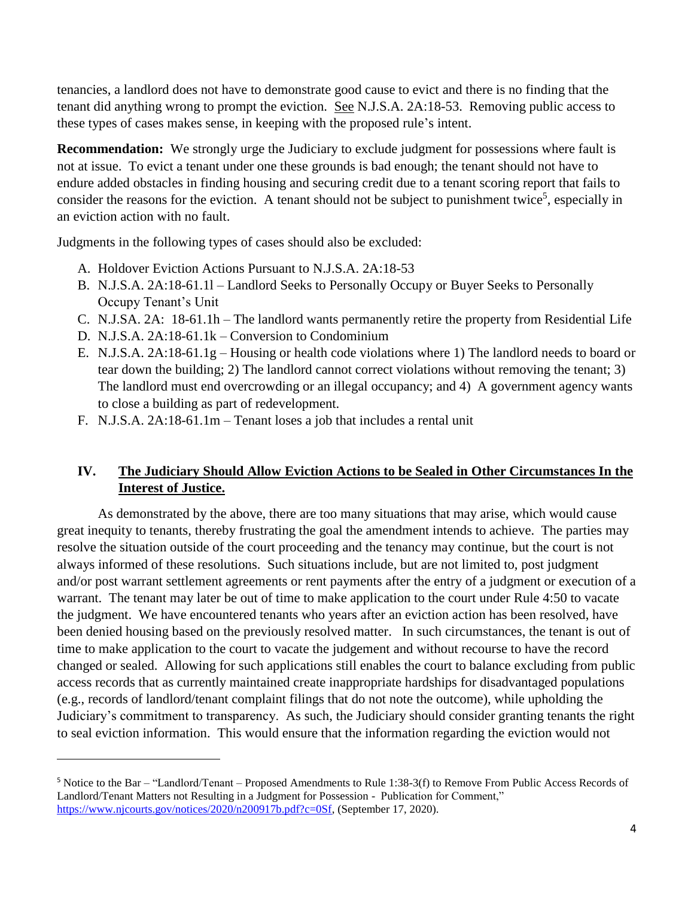tenancies, a landlord does not have to demonstrate good cause to evict and there is no finding that the tenant did anything wrong to prompt the eviction. See N.J.S.A. 2A:18-53. Removing public access to these types of cases makes sense, in keeping with the proposed rule's intent.

**Recommendation:** We strongly urge the Judiciary to exclude judgment for possessions where fault is not at issue. To evict a tenant under one these grounds is bad enough; the tenant should not have to endure added obstacles in finding housing and securing credit due to a tenant scoring report that fails to consider the reasons for the eviction. A tenant should not be subject to punishment twice[5], especially in an eviction action with no fault.

Judgments in the following types of cases should also be excluded:

A. Holdover Eviction Actions Pursuant to N.J.S.A. 2A:18-53
B. N.J.S.A. 2A:18-61.1l – Landlord Seeks to Personally Occupy or Buyer Seeks to Personally Occupy Tenant's Unit
C. N.J.SA. 2A: 18-61.1h – The landlord wants permanently retire the property from Residential Life
D. N.J.S.A. 2A:18-61.1k – Conversion to Condominium
E. N.J.S.A. 2A:18-61.1g – Housing or health code violations where 1) The landlord needs to board or tear down the building; 2) The landlord cannot correct violations without removing the tenant; 3) The landlord must end overcrowding or an illegal occupancy; and 4) A government agency wants to close a building as part of redevelopment.
F. N.J.S.A. 2A:18-61.1m – Tenant loses a job that includes a rental unit

## IV. The Judiciary Should Allow Eviction Actions to be Sealed in Other Circumstances In the Interest of Justice.

As demonstrated by the above, there are too many situations that may arise, which would cause great inequity to tenants, thereby frustrating the goal the amendment intends to achieve. The parties may resolve the situation outside of the court proceeding and the tenancy may continue, but the court is not always informed of these resolutions. Such situations include, but are not limited to, post judgment and/or post warrant settlement agreements or rent payments after the entry of a judgment or execution of a warrant. The tenant may later be out of time to make application to the court under Rule 4:50 to vacate the judgment. We have encountered tenants who years after an eviction action has been resolved, have been denied housing based on the previously resolved matter. In such circumstances, the tenant is out of time to make application to the court to vacate the judgement and without recourse to have the record changed or sealed. Allowing for such applications still enables the court to balance excluding from public access records that as currently maintained create inappropriate hardships for disadvantaged populations (e.g., records of landlord/tenant complaint filings that do not note the outcome), while upholding the Judiciary's commitment to transparency. As such, the Judiciary should consider granting tenants the right to seal eviction information. This would ensure that the information regarding the eviction would not

---

[5] Notice to the Bar – "Landlord/Tenant – Proposed Amendments to Rule 1:38-3(f) to Remove From Public Access Records of Landlord/Tenant Matters not Resulting in a Judgment for Possession - Publication for Comment," https://www.njcourts.gov/notices/2020/n200917b.pdf?c=0Sf, (September 17, 2020).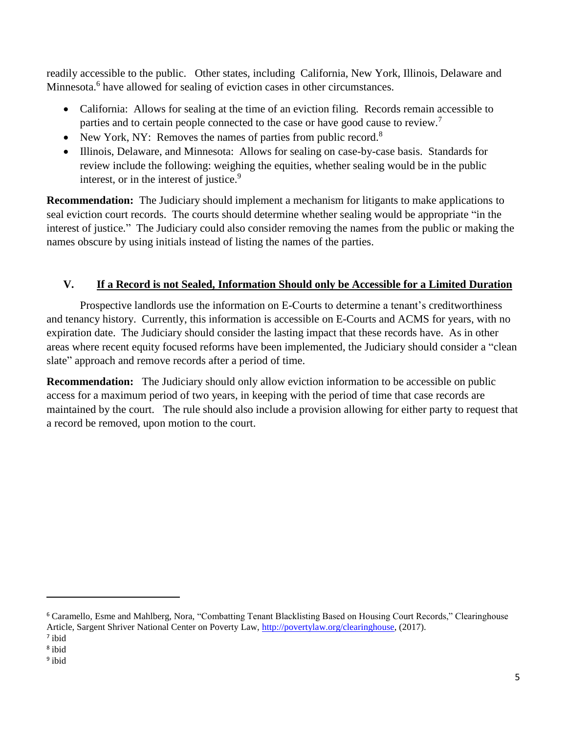readily accessible to the public. Other states, including California, New York, Illinois, Delaware and Minnesota.[6] have allowed for sealing of eviction cases in other circumstances.

- California: Allows for sealing at the time of an eviction filing. Records remain accessible to parties and to certain people connected to the case or have good cause to review.[7]
- New York, NY: Removes the names of parties from public record.[8]
- Illinois, Delaware, and Minnesota: Allows for sealing on case-by-case basis. Standards for review include the following: weighing the equities, whether sealing would be in the public interest, or in the interest of justice.[9]

**Recommendation:** The Judiciary should implement a mechanism for litigants to make applications to seal eviction court records. The courts should determine whether sealing would be appropriate "in the interest of justice." The Judiciary could also consider removing the names from the public or making the names obscure by using initials instead of listing the names of the parties.

## V. If a Record is not Sealed, Information Should only be Accessible for a Limited Duration

Prospective landlords use the information on E-Courts to determine a tenant's creditworthiness and tenancy history. Currently, this information is accessible on E-Courts and ACMS for years, with no expiration date. The Judiciary should consider the lasting impact that these records have. As in other areas where recent equity focused reforms have been implemented, the Judiciary should consider a "clean slate" approach and remove records after a period of time.

**Recommendation:** The Judiciary should only allow eviction information to be accessible on public access for a maximum period of two years, in keeping with the period of time that case records are maintained by the court. The rule should also include a provision allowing for either party to request that a record be removed, upon motion to the court.

---

[6] Caramello, Esme and Mahlberg, Nora, "Combatting Tenant Blacklisting Based on Housing Court Records," Clearinghouse Article, Sargent Shriver National Center on Poverty Law, http://povertylaw.org/clearinghouse, (2017).

[7] ibid

[8] ibid

[9] ibid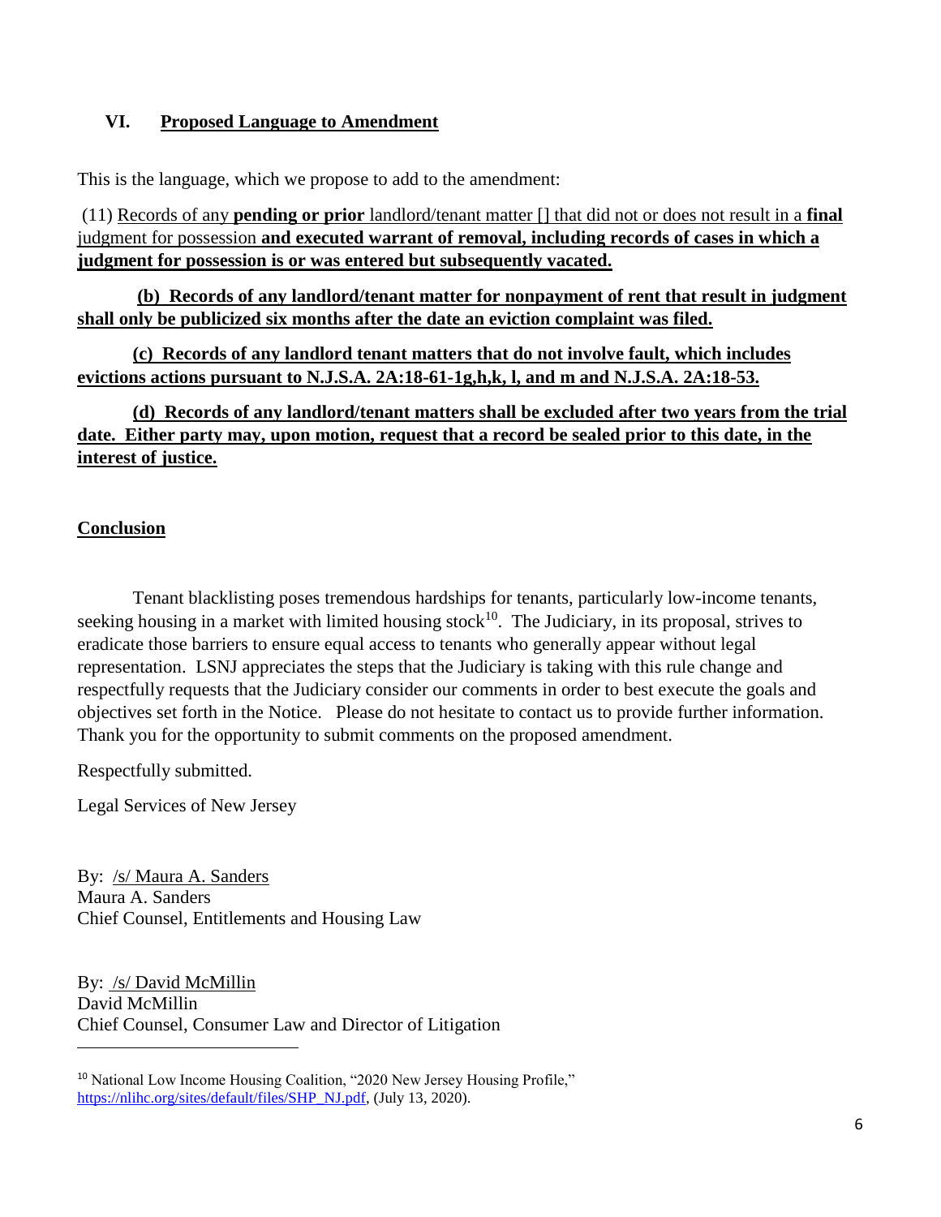## VI. Proposed Language to Amendment

This is the language, which we propose to add to the amendment:

(11) Records of any **pending or prior** landlord/tenant matter [] that did not or does not result in a **final** judgment for possession **and executed warrant of removal, including records of cases in which a judgment for possession is or was entered but subsequently vacated.**

**(b) Records of any landlord/tenant matter for nonpayment of rent that result in judgment shall only be publicized six months after the date an eviction complaint was filed.**

**(c) Records of any landlord tenant matters that do not involve fault, which includes evictions actions pursuant to N.J.S.A. 2A:18-61-1g,h,k, l, and m and N.J.S.A. 2A:18-53.**

**(d) Records of any landlord/tenant matters shall be excluded after two years from the trial date. Either party may, upon motion, request that a record be sealed prior to this date, in the interest of justice.**

## Conclusion

Tenant blacklisting poses tremendous hardships for tenants, particularly low-income tenants, seeking housing in a market with limited housing stock[10]. The Judiciary, in its proposal, strives to eradicate those barriers to ensure equal access to tenants who generally appear without legal representation. LSNJ appreciates the steps that the Judiciary is taking with this rule change and respectfully requests that the Judiciary consider our comments in order to best execute the goals and objectives set forth in the Notice. Please do not hesitate to contact us to provide further information. Thank you for the opportunity to submit comments on the proposed amendment.

Respectfully submitted.

Legal Services of New Jersey

By: /s/ Maura A. Sanders
Maura A. Sanders
Chief Counsel, Entitlements and Housing Law

By: /s/ David McMillin
David McMillin
Chief Counsel, Consumer Law and Director of Litigation

---

[10] National Low Income Housing Coalition, "2020 New Jersey Housing Profile," https://nlihc.org/sites/default/files/SHP_NJ.pdf, (July 13, 2020).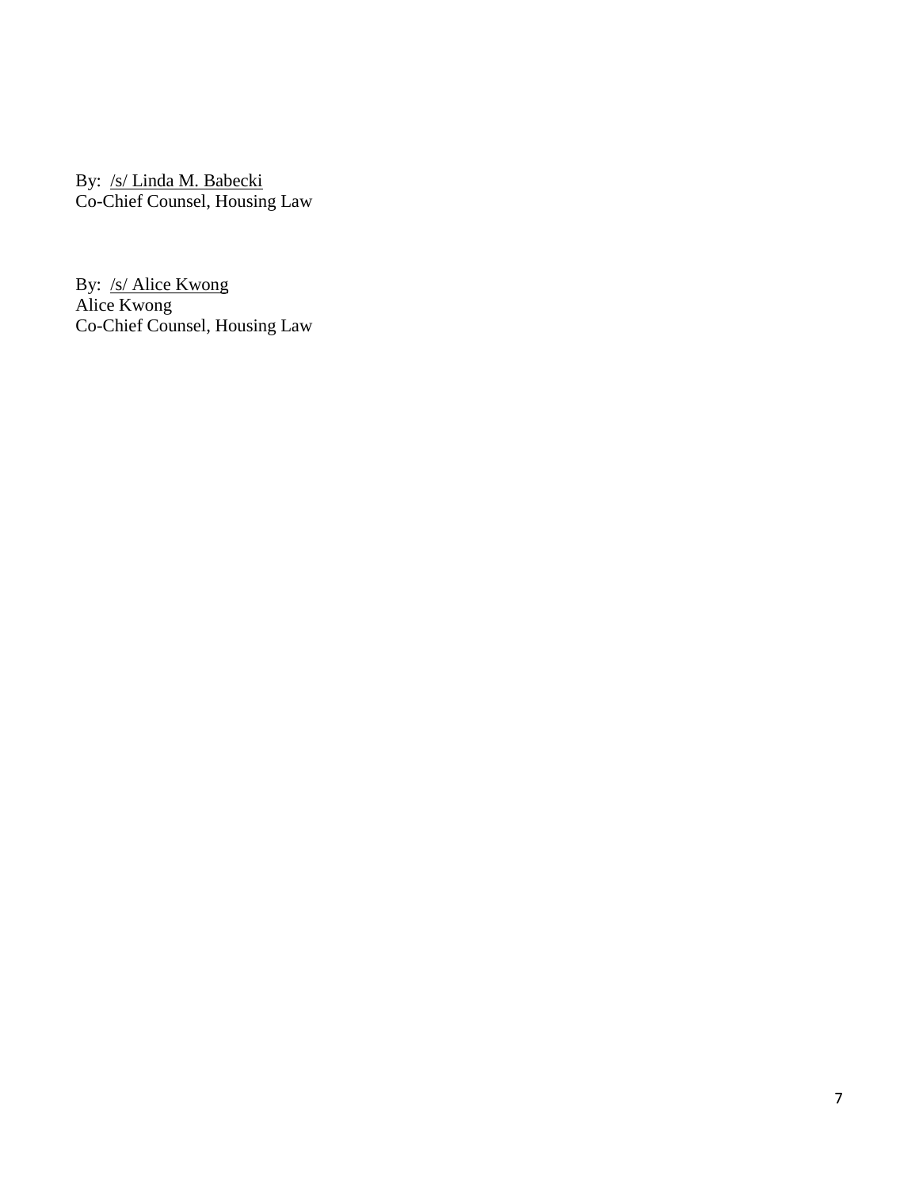By: /s/ Linda M. Babecki
Co-Chief Counsel, Housing Law

By: /s/ Alice Kwong
Alice Kwong
Co-Chief Counsel, Housing Law